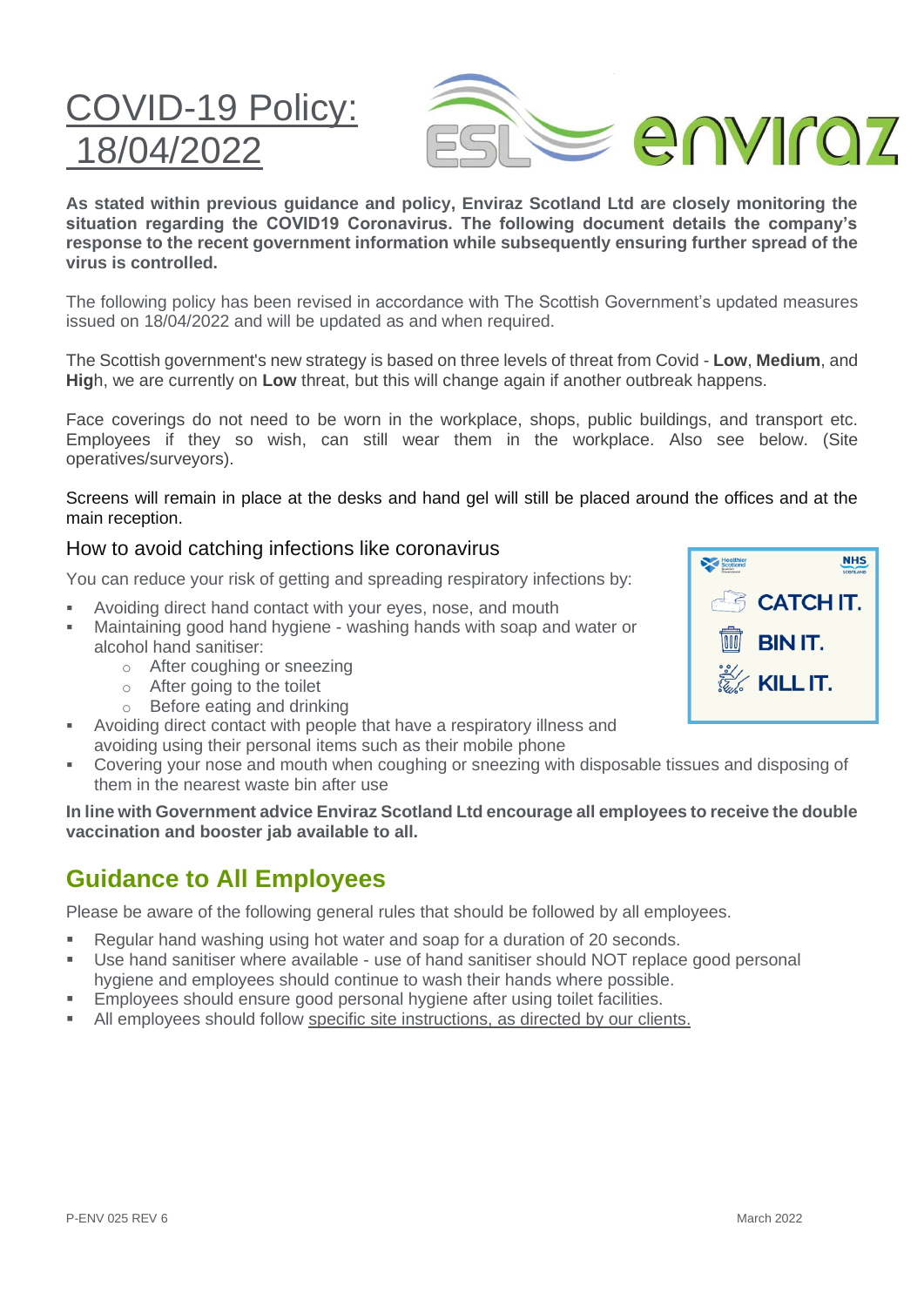# COVID-19 Policy: 18/04/2022

**As stated within previous guidance and policy, Enviraz Scotland Ltd are closely monitoring the situation regarding the COVID19 Coronavirus. The following document details the company's response to the recent government information while subsequently ensuring further spread of the virus is controlled.**

The following policy has been revised in accordance with The Scottish Government's updated measures issued on 18/04/2022 and will be updated as and when required.

The Scottish government's new strategy is based on three levels of threat from Covid - **Low**, **Medium**, and **Hig**h, we are currently on **Low** threat, but this will change again if another outbreak happens.

Face coverings do not need to be worn in the workplace, shops, public buildings, and transport etc. Employees if they so wish, can still wear them in the workplace. Also see below. (Site operatives/surveyors).

Screens will remain in place at the desks and hand gel will still be placed around the offices and at the main reception.

### How to avoid catching infections like coronavirus

You can reduce your risk of getting and spreading respiratory infections by:

- Avoiding direct hand contact with your eyes, nose, and mouth
- Maintaining good hand hygiene - washing hands with soap and water or alcohol hand sanitiser:
  - After coughing or sneezing
  - After going to the toilet
  - Before eating and drinking
- Avoiding direct contact with people that have a respiratory illness and avoiding using their personal items such as their mobile phone
- Covering your nose and mouth when coughing or sneezing with disposable tissues and disposing of them in the nearest waste bin after use

CATCH IT.
BIN IT.
KILL IT.

**In line with Government advice Enviraz Scotland Ltd encourage all employees to receive the double vaccination and booster jab available to all.**

## Guidance to All Employees

Please be aware of the following general rules that should be followed by all employees.

- Regular hand washing using hot water and soap for a duration of 20 seconds.
- Use hand sanitiser where available - use of hand sanitiser should NOT replace good personal hygiene and employees should continue to wash their hands where possible.
- Employees should ensure good personal hygiene after using toilet facilities.
- All employees should follow specific site instructions, as directed by our clients.

P-ENV 025 REV 6 March 2022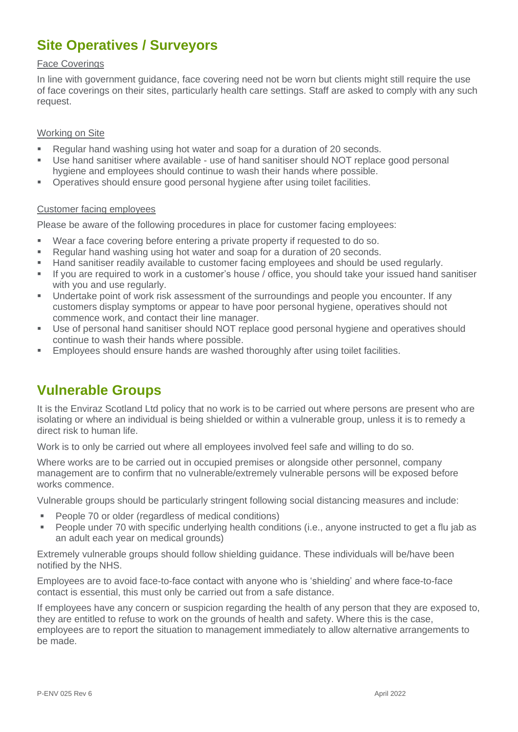## Site Operatives / Surveyors

Face Coverings

In line with government guidance, face covering need not be worn but clients might still require the use of face coverings on their sites, particularly health care settings. Staff are asked to comply with any such request.

Working on Site

- Regular hand washing using hot water and soap for a duration of 20 seconds.
- Use hand sanitiser where available - use of hand sanitiser should NOT replace good personal hygiene and employees should continue to wash their hands where possible.
- Operatives should ensure good personal hygiene after using toilet facilities.

Customer facing employees

Please be aware of the following procedures in place for customer facing employees:

- Wear a face covering before entering a private property if requested to do so.
- Regular hand washing using hot water and soap for a duration of 20 seconds.
- Hand sanitiser readily available to customer facing employees and should be used regularly.
- If you are required to work in a customer's house / office, you should take your issued hand sanitiser with you and use regularly.
- Undertake point of work risk assessment of the surroundings and people you encounter. If any customers display symptoms or appear to have poor personal hygiene, operatives should not commence work, and contact their line manager.
- Use of personal hand sanitiser should NOT replace good personal hygiene and operatives should continue to wash their hands where possible.
- Employees should ensure hands are washed thoroughly after using toilet facilities.

## Vulnerable Groups

It is the Enviraz Scotland Ltd policy that no work is to be carried out where persons are present who are isolating or where an individual is being shielded or within a vulnerable group, unless it is to remedy a direct risk to human life.

Work is to only be carried out where all employees involved feel safe and willing to do so.

Where works are to be carried out in occupied premises or alongside other personnel, company management are to confirm that no vulnerable/extremely vulnerable persons will be exposed before works commence.

Vulnerable groups should be particularly stringent following social distancing measures and include:

- People 70 or older (regardless of medical conditions)
- People under 70 with specific underlying health conditions (i.e., anyone instructed to get a flu jab as an adult each year on medical grounds)

Extremely vulnerable groups should follow shielding guidance. These individuals will be/have been notified by the NHS.

Employees are to avoid face-to-face contact with anyone who is 'shielding' and where face-to-face contact is essential, this must only be carried out from a safe distance.

If employees have any concern or suspicion regarding the health of any person that they are exposed to, they are entitled to refuse to work on the grounds of health and safety. Where this is the case, employees are to report the situation to management immediately to allow alternative arrangements to be made.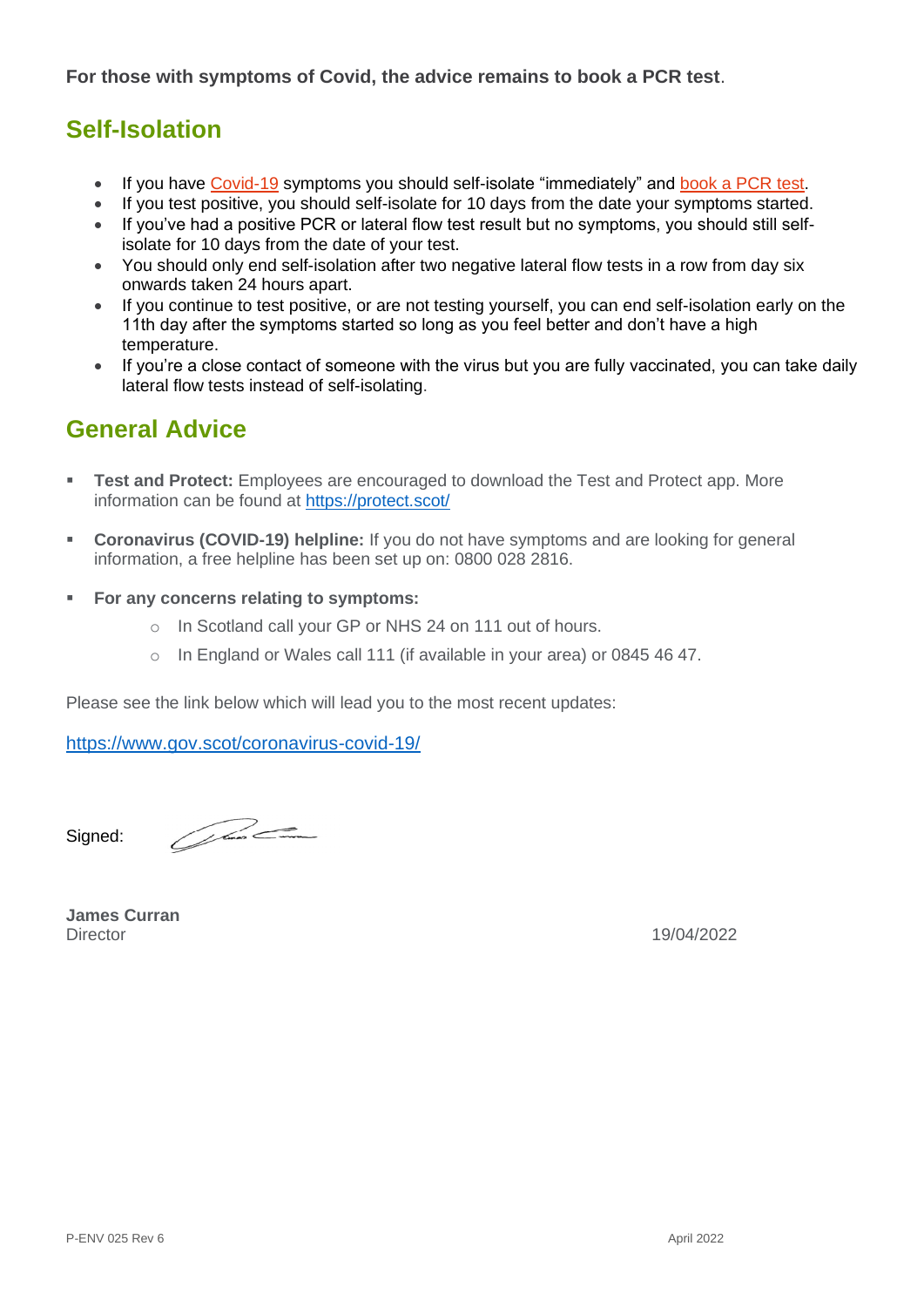**For those with symptoms of Covid, the advice remains to book a PCR test**.

## Self-Isolation

- If you have Covid-19 symptoms you should self-isolate "immediately" and book a PCR test.
- If you test positive, you should self-isolate for 10 days from the date your symptoms started.
- If you've had a positive PCR or lateral flow test result but no symptoms, you should still self-isolate for 10 days from the date of your test.
- You should only end self-isolation after two negative lateral flow tests in a row from day six onwards taken 24 hours apart.
- If you continue to test positive, or are not testing yourself, you can end self-isolation early on the 11th day after the symptoms started so long as you feel better and don't have a high temperature.
- If you're a close contact of someone with the virus but you are fully vaccinated, you can take daily lateral flow tests instead of self-isolating.

## General Advice

- **Test and Protect:** Employees are encouraged to download the Test and Protect app. More information can be found at https://protect.scot/
- **Coronavirus (COVID-19) helpline:** If you do not have symptoms and are looking for general information, a free helpline has been set up on: 0800 028 2816.
- **For any concerns relating to symptoms:**
  - In Scotland call your GP or NHS 24 on 111 out of hours.
  - In England or Wales call 111 (if available in your area) or 0845 46 47.

Please see the link below which will lead you to the most recent updates:

https://www.gov.scot/coronavirus-covid-19/

Signed:

**James Curran**
Director

19/04/2022

P-ENV 025 Rev 6

April 2022